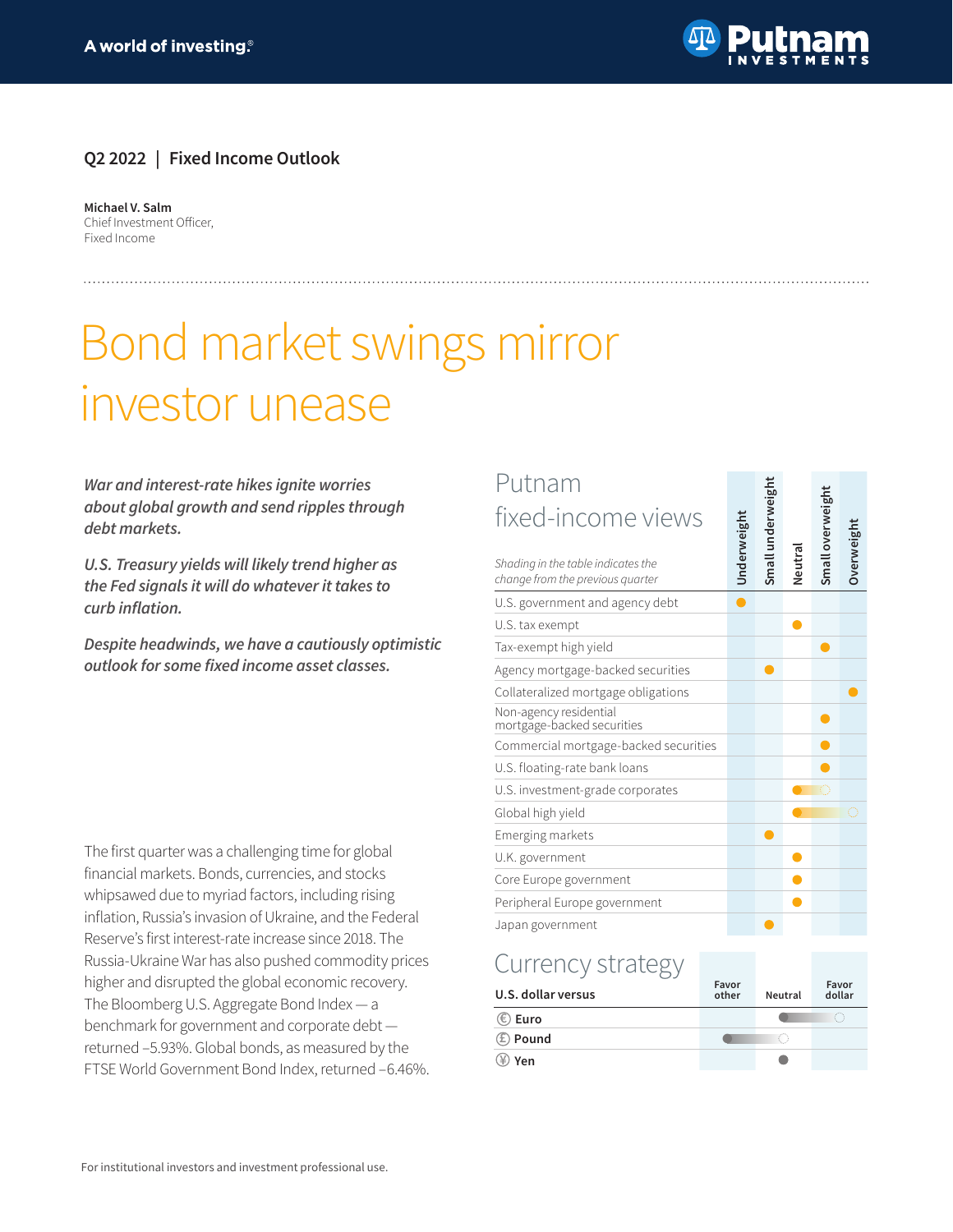A world of investing.®

Q2 2022 | Fixed Income Outlook

**Michael V. Salm**
Chief Investment Officer,
Fixed Income

# Bond market swings mirror investor unease

***War and interest-rate hikes ignite worries about global growth and send ripples through debt markets.***

***U.S. Treasury yields will likely trend higher as the Fed signals it will do whatever it takes to curb inflation.***

***Despite headwinds, we have a cautiously optimistic outlook for some fixed income asset classes.***

The first quarter was a challenging time for global financial markets. Bonds, currencies, and stocks whipsawed due to myriad factors, including rising inflation, Russia's invasion of Ukraine, and the Federal Reserve's first interest-rate increase since 2018. The Russia-Ukraine War has also pushed commodity prices higher and disrupted the global economic recovery. The Bloomberg U.S. Aggregate Bond Index — a benchmark for government and corporate debt — returned –5.93%. Global bonds, as measured by the FTSE World Government Bond Index, returned –6.46%.

## Putnam fixed-income views

*Shading in the table indicates the change from the previous quarter*

| | Underweight | Small underweight | Neutral | Small overweight | Overweight |
|---|---|---|---|---|---|
| U.S. government and agency debt | ● | | | | |
| U.S. tax exempt | | | ● | | |
| Tax-exempt high yield | | | | ● | |
| Agency mortgage-backed securities | | ● | | | |
| Collateralized mortgage obligations | | | | | ● |
| Non-agency residential mortgage-backed securities | | | | ● | |
| Commercial mortgage-backed securities | | | | ● | |
| U.S. floating-rate bank loans | | | | ● | |
| U.S. investment-grade corporates | | | ● (from Small overweight) | | |
| Global high yield | | | ● (from Overweight) | | |
| Emerging markets | | ● | | | |
| U.K. government | | | ● | | |
| Core Europe government | | | ● | | |
| Peripheral Europe government | | | ● | | |
| Japan government | | ● | | | |

## Currency strategy

| U.S. dollar versus | Favor other | Neutral | Favor dollar |
|---|---|---|---|
| € Euro | | ● (from Favor dollar) | |
| £ Pound | ● (from Neutral) | | |
| ¥ Yen | | ● | |

For institutional investors and investment professional use.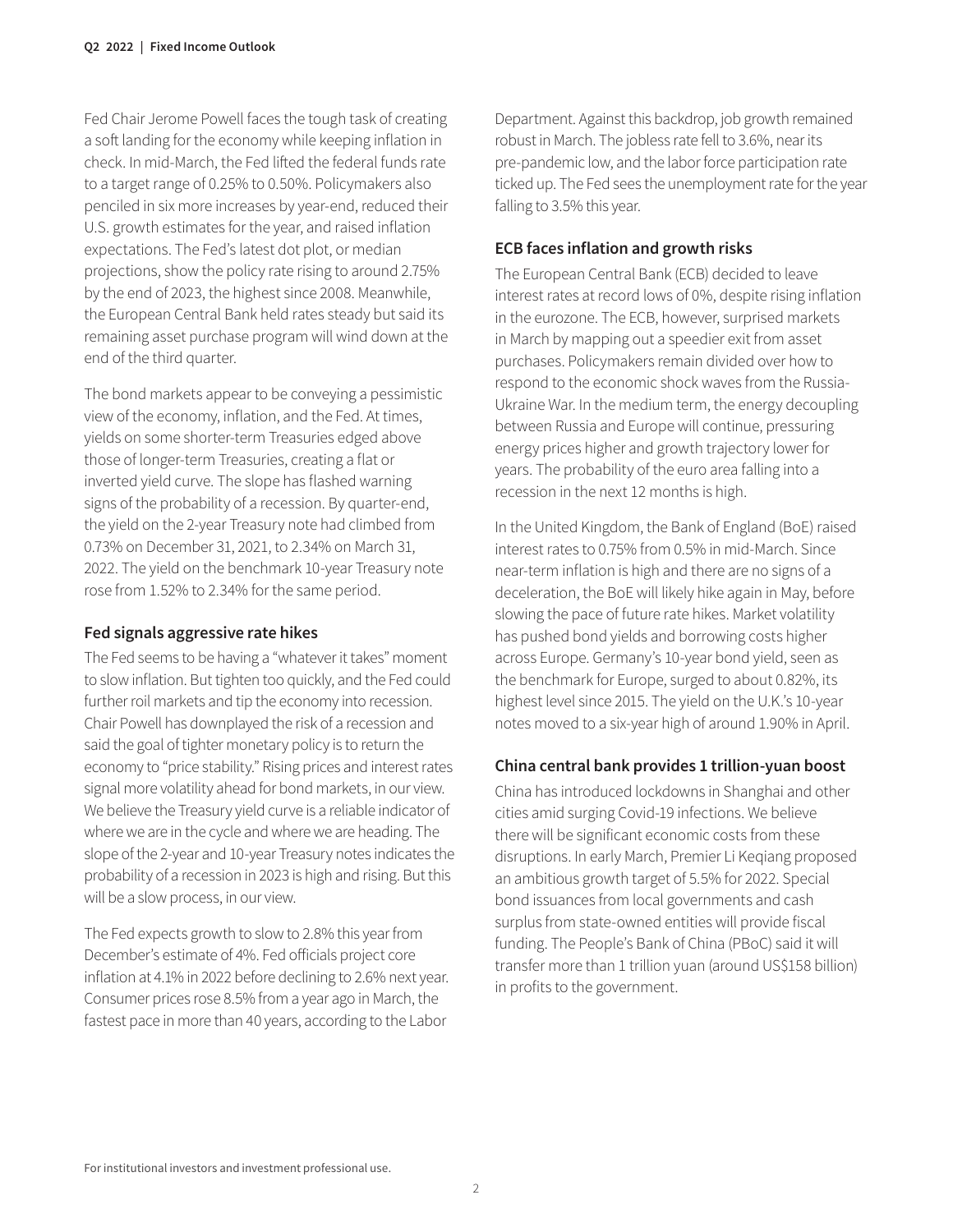Fed Chair Jerome Powell faces the tough task of creating a soft landing for the economy while keeping inflation in check. In mid-March, the Fed lifted the federal funds rate to a target range of 0.25% to 0.50%. Policymakers also penciled in six more increases by year-end, reduced their U.S. growth estimates for the year, and raised inflation expectations. The Fed's latest dot plot, or median projections, show the policy rate rising to around 2.75% by the end of 2023, the highest since 2008. Meanwhile, the European Central Bank held rates steady but said its remaining asset purchase program will wind down at the end of the third quarter.

The bond markets appear to be conveying a pessimistic view of the economy, inflation, and the Fed. At times, yields on some shorter-term Treasuries edged above those of longer-term Treasuries, creating a flat or inverted yield curve. The slope has flashed warning signs of the probability of a recession. By quarter-end, the yield on the 2-year Treasury note had climbed from 0.73% on December 31, 2021, to 2.34% on March 31, 2022. The yield on the benchmark 10-year Treasury note rose from 1.52% to 2.34% for the same period.

### Fed signals aggressive rate hikes

The Fed seems to be having a "whatever it takes" moment to slow inflation. But tighten too quickly, and the Fed could further roil markets and tip the economy into recession. Chair Powell has downplayed the risk of a recession and said the goal of tighter monetary policy is to return the economy to "price stability." Rising prices and interest rates signal more volatility ahead for bond markets, in our view. We believe the Treasury yield curve is a reliable indicator of where we are in the cycle and where we are heading. The slope of the 2-year and 10-year Treasury notes indicates the probability of a recession in 2023 is high and rising. But this will be a slow process, in our view.

The Fed expects growth to slow to 2.8% this year from December's estimate of 4%. Fed officials project core inflation at 4.1% in 2022 before declining to 2.6% next year. Consumer prices rose 8.5% from a year ago in March, the fastest pace in more than 40 years, according to the Labor Department. Against this backdrop, job growth remained robust in March. The jobless rate fell to 3.6%, near its pre-pandemic low, and the labor force participation rate ticked up. The Fed sees the unemployment rate for the year falling to 3.5% this year.

### ECB faces inflation and growth risks

The European Central Bank (ECB) decided to leave interest rates at record lows of 0%, despite rising inflation in the eurozone. The ECB, however, surprised markets in March by mapping out a speedier exit from asset purchases. Policymakers remain divided over how to respond to the economic shock waves from the Russia-Ukraine War. In the medium term, the energy decoupling between Russia and Europe will continue, pressuring energy prices higher and growth trajectory lower for years. The probability of the euro area falling into a recession in the next 12 months is high.

In the United Kingdom, the Bank of England (BoE) raised interest rates to 0.75% from 0.5% in mid-March. Since near-term inflation is high and there are no signs of a deceleration, the BoE will likely hike again in May, before slowing the pace of future rate hikes. Market volatility has pushed bond yields and borrowing costs higher across Europe. Germany's 10-year bond yield, seen as the benchmark for Europe, surged to about 0.82%, its highest level since 2015. The yield on the U.K.'s 10-year notes moved to a six-year high of around 1.90% in April.

### China central bank provides 1 trillion-yuan boost

China has introduced lockdowns in Shanghai and other cities amid surging Covid-19 infections. We believe there will be significant economic costs from these disruptions. In early March, Premier Li Keqiang proposed an ambitious growth target of 5.5% for 2022. Special bond issuances from local governments and cash surplus from state-owned entities will provide fiscal funding. The People's Bank of China (PBoC) said it will transfer more than 1 trillion yuan (around US$158 billion) in profits to the government.

For institutional investors and investment professional use.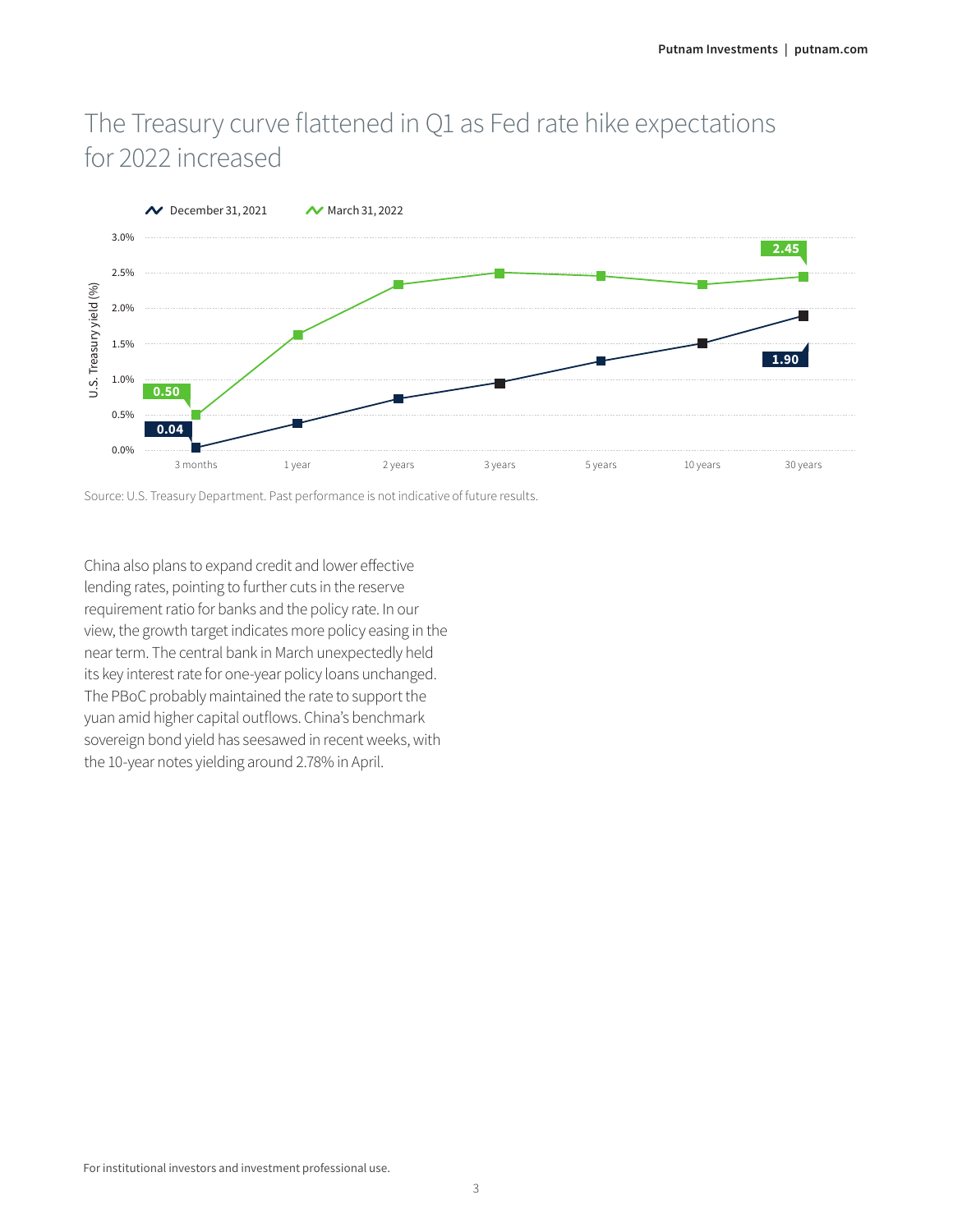## The Treasury curve flattened in Q1 as Fed rate hike expectations for 2022 increased

Source: U.S. Treasury Department. Past performance is not indicative of future results.

China also plans to expand credit and lower effective lending rates, pointing to further cuts in the reserve requirement ratio for banks and the policy rate. In our view, the growth target indicates more policy easing in the near term. The central bank in March unexpectedly held its key interest rate for one-year policy loans unchanged. The PBoC probably maintained the rate to support the yuan amid higher capital outflows. China's benchmark sovereign bond yield has seesawed in recent weeks, with the 10-year notes yielding around 2.78% in April.

For institutional investors and investment professional use.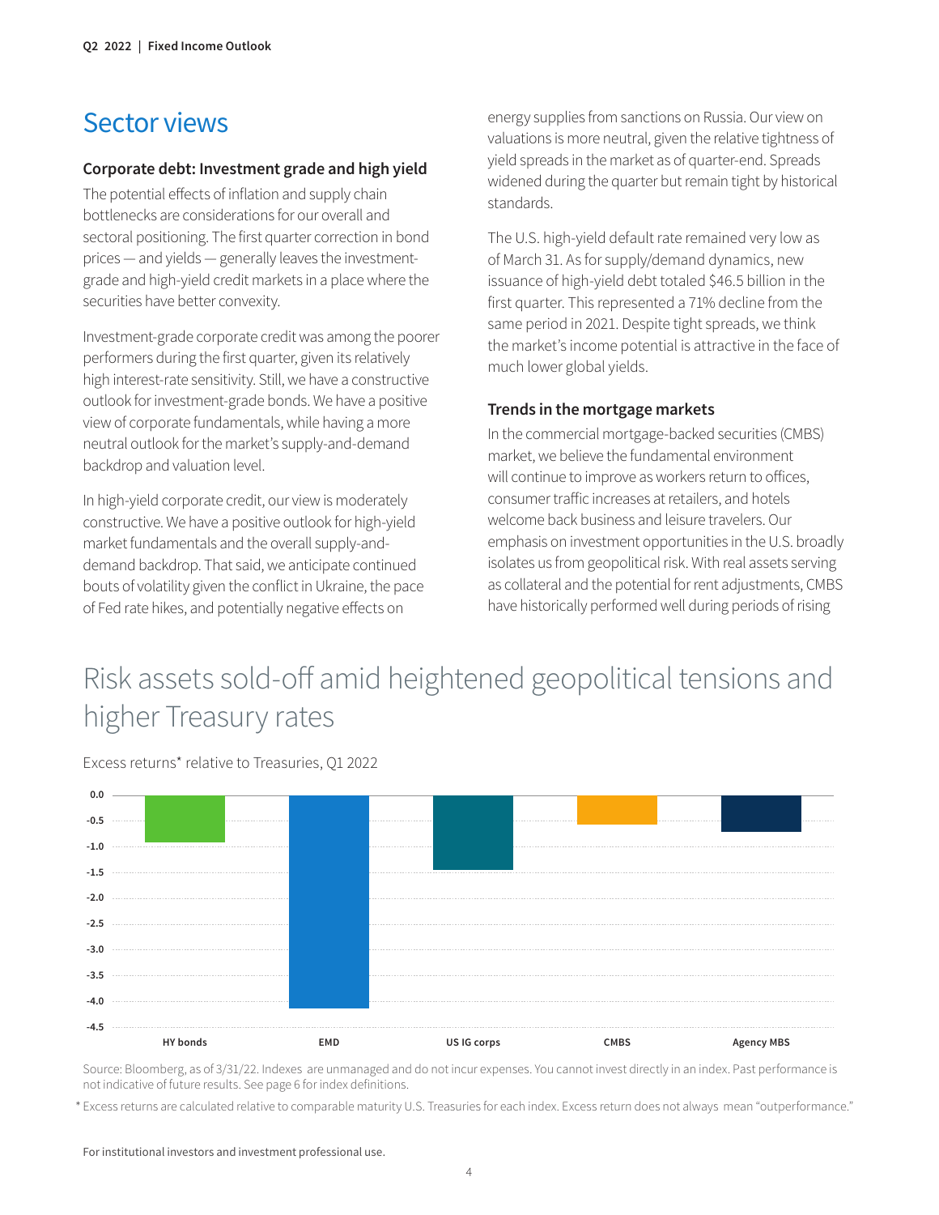## Sector views

### Corporate debt: Investment grade and high yield

The potential effects of inflation and supply chain bottlenecks are considerations for our overall and sectoral positioning. The first quarter correction in bond prices — and yields — generally leaves the investment-grade and high-yield credit markets in a place where the securities have better convexity.

Investment-grade corporate credit was among the poorer performers during the first quarter, given its relatively high interest-rate sensitivity. Still, we have a constructive outlook for investment-grade bonds. We have a positive view of corporate fundamentals, while having a more neutral outlook for the market's supply-and-demand backdrop and valuation level.

In high-yield corporate credit, our view is moderately constructive. We have a positive outlook for high-yield market fundamentals and the overall supply-and-demand backdrop. That said, we anticipate continued bouts of volatility given the conflict in Ukraine, the pace of Fed rate hikes, and potentially negative effects on energy supplies from sanctions on Russia. Our view on valuations is more neutral, given the relative tightness of yield spreads in the market as of quarter-end. Spreads widened during the quarter but remain tight by historical standards.

The U.S. high-yield default rate remained very low as of March 31. As for supply/demand dynamics, new issuance of high-yield debt totaled $46.5 billion in the first quarter. This represented a 71% decline from the same period in 2021. Despite tight spreads, we think the market's income potential is attractive in the face of much lower global yields.

### Trends in the mortgage markets

In the commercial mortgage-backed securities (CMBS) market, we believe the fundamental environment will continue to improve as workers return to offices, consumer traffic increases at retailers, and hotels welcome back business and leisure travelers. Our emphasis on investment opportunities in the U.S. broadly isolates us from geopolitical risk. With real assets serving as collateral and the potential for rent adjustments, CMBS have historically performed well during periods of rising

## Risk assets sold-off amid heightened geopolitical tensions and higher Treasury rates

Excess returns* relative to Treasuries, Q1 2022

| Sector | Excess return (approx.) |
|---|---|
| HY bonds | -0.9 |
| EMD | -4.1 |
| US IG corps | -1.4 |
| CMBS | -0.6 |
| Agency MBS | -0.7 |

Source: Bloomberg, as of 3/31/22. Indexes are unmanaged and do not incur expenses. You cannot invest directly in an index. Past performance is not indicative of future results. See page 6 for index definitions.

* Excess returns are calculated relative to comparable maturity U.S. Treasuries for each index. Excess return does not always mean "outperformance."

For institutional investors and investment professional use.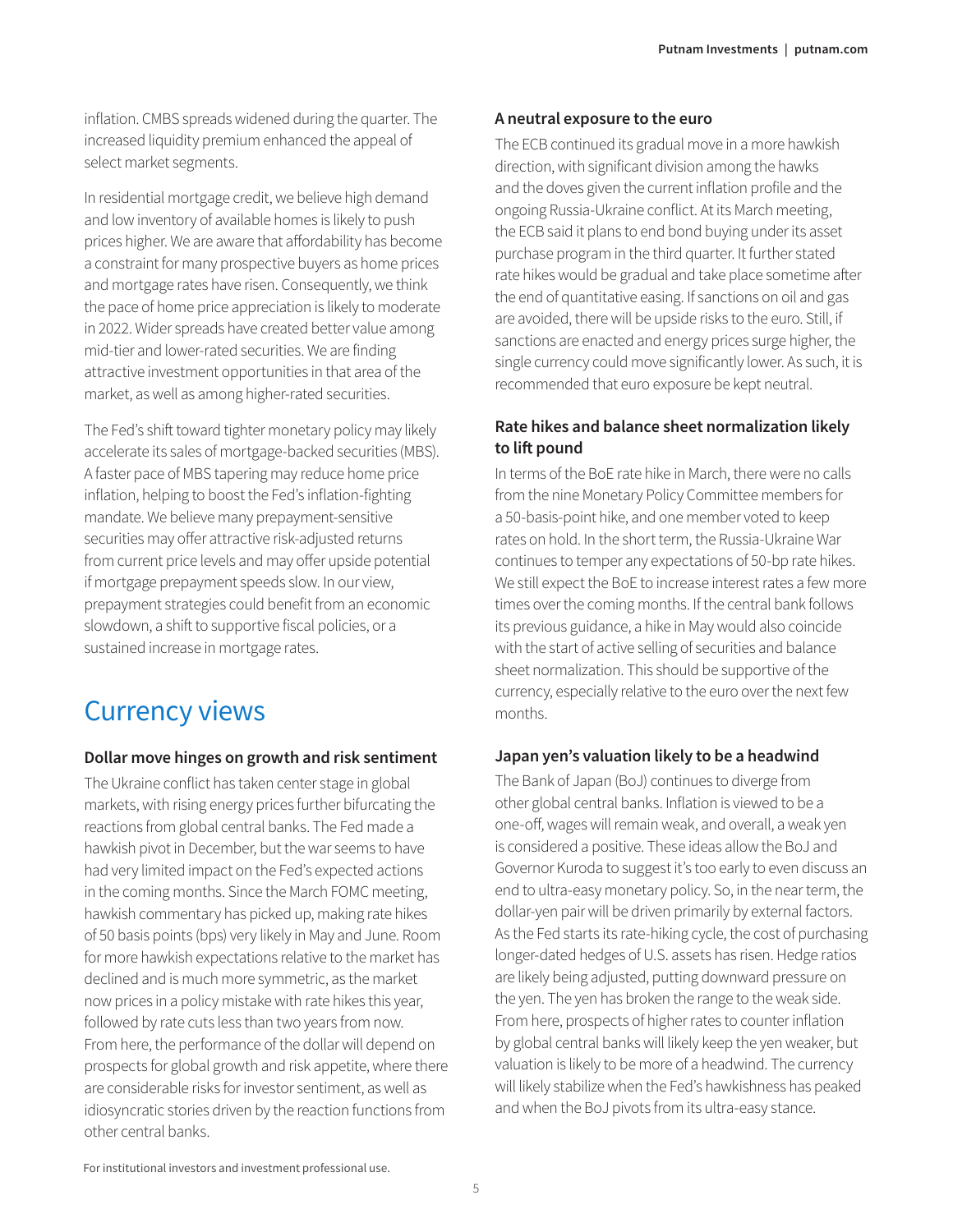inflation. CMBS spreads widened during the quarter. The increased liquidity premium enhanced the appeal of select market segments.

In residential mortgage credit, we believe high demand and low inventory of available homes is likely to push prices higher. We are aware that affordability has become a constraint for many prospective buyers as home prices and mortgage rates have risen. Consequently, we think the pace of home price appreciation is likely to moderate in 2022. Wider spreads have created better value among mid-tier and lower-rated securities. We are finding attractive investment opportunities in that area of the market, as well as among higher-rated securities.

The Fed's shift toward tighter monetary policy may likely accelerate its sales of mortgage-backed securities (MBS). A faster pace of MBS tapering may reduce home price inflation, helping to boost the Fed's inflation-fighting mandate. We believe many prepayment-sensitive securities may offer attractive risk-adjusted returns from current price levels and may offer upside potential if mortgage prepayment speeds slow. In our view, prepayment strategies could benefit from an economic slowdown, a shift to supportive fiscal policies, or a sustained increase in mortgage rates.

# Currency views

### Dollar move hinges on growth and risk sentiment

The Ukraine conflict has taken center stage in global markets, with rising energy prices further bifurcating the reactions from global central banks. The Fed made a hawkish pivot in December, but the war seems to have had very limited impact on the Fed's expected actions in the coming months. Since the March FOMC meeting, hawkish commentary has picked up, making rate hikes of 50 basis points (bps) very likely in May and June. Room for more hawkish expectations relative to the market has declined and is much more symmetric, as the market now prices in a policy mistake with rate hikes this year, followed by rate cuts less than two years from now. From here, the performance of the dollar will depend on prospects for global growth and risk appetite, where there are considerable risks for investor sentiment, as well as idiosyncratic stories driven by the reaction functions from other central banks.

### A neutral exposure to the euro

The ECB continued its gradual move in a more hawkish direction, with significant division among the hawks and the doves given the current inflation profile and the ongoing Russia-Ukraine conflict. At its March meeting, the ECB said it plans to end bond buying under its asset purchase program in the third quarter. It further stated rate hikes would be gradual and take place sometime after the end of quantitative easing. If sanctions on oil and gas are avoided, there will be upside risks to the euro. Still, if sanctions are enacted and energy prices surge higher, the single currency could move significantly lower. As such, it is recommended that euro exposure be kept neutral.

### Rate hikes and balance sheet normalization likely to lift pound

In terms of the BoE rate hike in March, there were no calls from the nine Monetary Policy Committee members for a 50-basis-point hike, and one member voted to keep rates on hold. In the short term, the Russia-Ukraine War continues to temper any expectations of 50-bp rate hikes. We still expect the BoE to increase interest rates a few more times over the coming months. If the central bank follows its previous guidance, a hike in May would also coincide with the start of active selling of securities and balance sheet normalization. This should be supportive of the currency, especially relative to the euro over the next few months.

### Japan yen's valuation likely to be a headwind

The Bank of Japan (BoJ) continues to diverge from other global central banks. Inflation is viewed to be a one-off, wages will remain weak, and overall, a weak yen is considered a positive. These ideas allow the BoJ and Governor Kuroda to suggest it's too early to even discuss an end to ultra-easy monetary policy. So, in the near term, the dollar-yen pair will be driven primarily by external factors. As the Fed starts its rate-hiking cycle, the cost of purchasing longer-dated hedges of U.S. assets has risen. Hedge ratios are likely being adjusted, putting downward pressure on the yen. The yen has broken the range to the weak side. From here, prospects of higher rates to counter inflation by global central banks will likely keep the yen weaker, but valuation is likely to be more of a headwind. The currency will likely stabilize when the Fed's hawkishness has peaked and when the BoJ pivots from its ultra-easy stance.

For institutional investors and investment professional use.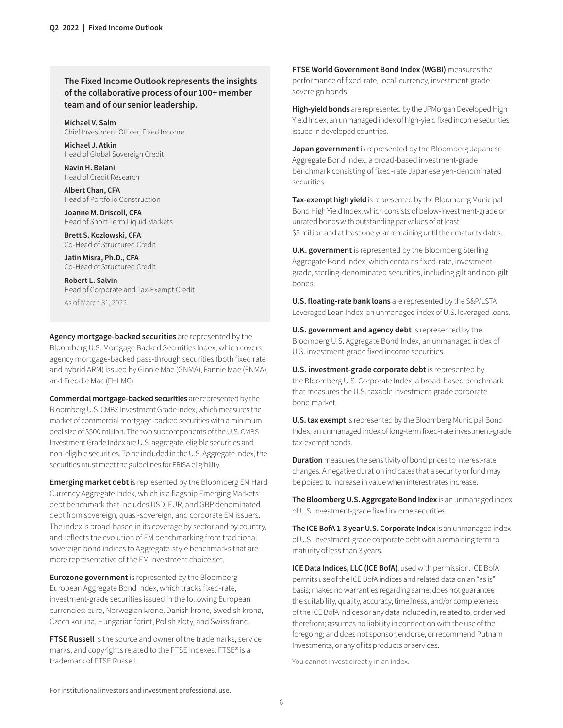**The Fixed Income Outlook represents the insights of the collaborative process of our 100+ member team and of our senior leadership.**

**Michael V. Salm**
Chief Investment Officer, Fixed Income

**Michael J. Atkin**
Head of Global Sovereign Credit

**Navin H. Belani**
Head of Credit Research

**Albert Chan, CFA**
Head of Portfolio Construction

**Joanne M. Driscoll, CFA**
Head of Short Term Liquid Markets

**Brett S. Kozlowski, CFA**
Co-Head of Structured Credit

**Jatin Misra, Ph.D., CFA**
Co-Head of Structured Credit

**Robert L. Salvin**
Head of Corporate and Tax-Exempt Credit

As of March 31, 2022.

**Agency mortgage-backed securities** are represented by the Bloomberg U.S. Mortgage Backed Securities Index, which covers agency mortgage-backed pass-through securities (both fixed rate and hybrid ARM) issued by Ginnie Mae (GNMA), Fannie Mae (FNMA), and Freddie Mac (FHLMC).

**Commercial mortgage-backed securities** are represented by the Bloomberg U.S. CMBS Investment Grade Index, which measures the market of commercial mortgage-backed securities with a minimum deal size of $500 million. The two subcomponents of the U.S. CMBS Investment Grade Index are U.S. aggregate-eligible securities and non-eligible securities. To be included in the U.S. Aggregate Index, the securities must meet the guidelines for ERISA eligibility.

**Emerging market debt** is represented by the Bloomberg EM Hard Currency Aggregate Index, which is a flagship Emerging Markets debt benchmark that includes USD, EUR, and GBP denominated debt from sovereign, quasi-sovereign, and corporate EM issuers. The index is broad-based in its coverage by sector and by country, and reflects the evolution of EM benchmarking from traditional sovereign bond indices to Aggregate-style benchmarks that are more representative of the EM investment choice set.

**Eurozone government** is represented by the Bloomberg European Aggregate Bond Index, which tracks fixed-rate, investment-grade securities issued in the following European currencies: euro, Norwegian krone, Danish krone, Swedish krona, Czech koruna, Hungarian forint, Polish zloty, and Swiss franc.

**FTSE Russell** is the source and owner of the trademarks, service marks, and copyrights related to the FTSE Indexes. FTSE® is a trademark of FTSE Russell.

**FTSE World Government Bond Index (WGBI)** measures the performance of fixed-rate, local-currency, investment-grade sovereign bonds.

**High-yield bonds** are represented by the JPMorgan Developed High Yield Index, an unmanaged index of high-yield fixed income securities issued in developed countries.

**Japan government** is represented by the Bloomberg Japanese Aggregate Bond Index, a broad-based investment-grade benchmark consisting of fixed-rate Japanese yen-denominated securities.

**Tax-exempt high yield** is represented by the Bloomberg Municipal Bond High Yield Index, which consists of below-investment-grade or unrated bonds with outstanding par values of at least $3 million and at least one year remaining until their maturity dates.

**U.K. government** is represented by the Bloomberg Sterling Aggregate Bond Index, which contains fixed-rate, investment-grade, sterling-denominated securities, including gilt and non-gilt bonds.

**U.S. floating-rate bank loans** are represented by the S&P/LSTA Leveraged Loan Index, an unmanaged index of U.S. leveraged loans.

**U.S. government and agency debt** is represented by the Bloomberg U.S. Aggregate Bond Index, an unmanaged index of U.S. investment-grade fixed income securities.

**U.S. investment-grade corporate debt** is represented by the Bloomberg U.S. Corporate Index, a broad-based benchmark that measures the U.S. taxable investment-grade corporate bond market.

**U.S. tax exempt** is represented by the Bloomberg Municipal Bond Index, an unmanaged index of long-term fixed-rate investment-grade tax-exempt bonds.

**Duration** measures the sensitivity of bond prices to interest-rate changes. A negative duration indicates that a security or fund may be poised to increase in value when interest rates increase.

**The Bloomberg U.S. Aggregate Bond Index** is an unmanaged index of U.S. investment-grade fixed income securities.

**The ICE BofA 1-3 year U.S. Corporate Index** is an unmanaged index of U.S. investment-grade corporate debt with a remaining term to maturity of less than 3 years.

**ICE Data Indices, LLC (ICE BofA)**, used with permission. ICE BofA permits use of the ICE BofA indices and related data on an "as is" basis; makes no warranties regarding same; does not guarantee the suitability, quality, accuracy, timeliness, and/or completeness of the ICE BofA indices or any data included in, related to, or derived therefrom; assumes no liability in connection with the use of the foregoing; and does not sponsor, endorse, or recommend Putnam Investments, or any of its products or services.

You cannot invest directly in an index.

For institutional investors and investment professional use.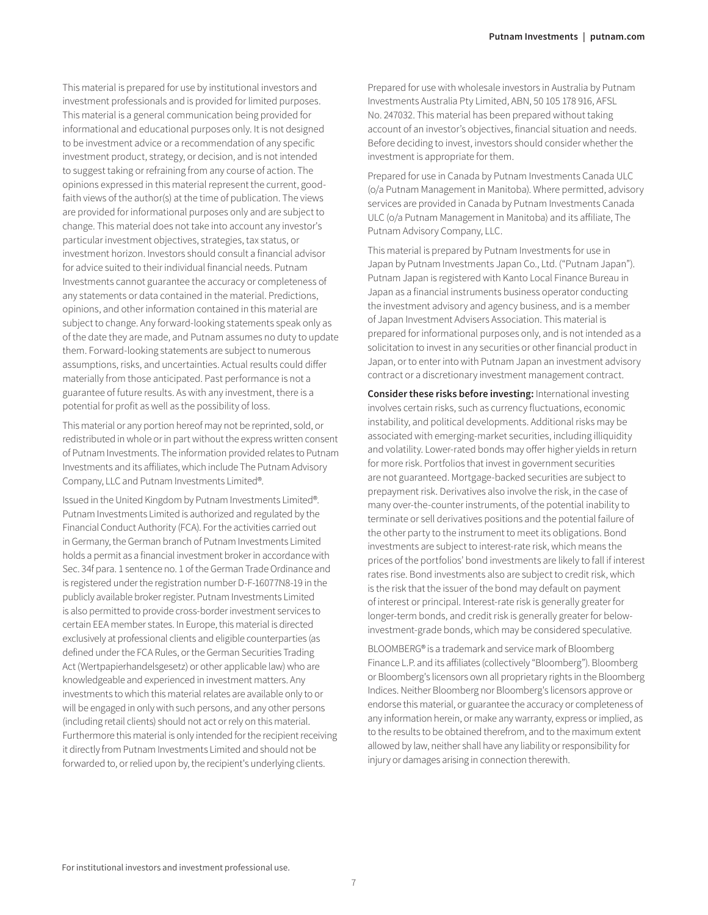This material is prepared for use by institutional investors and investment professionals and is provided for limited purposes. This material is a general communication being provided for informational and educational purposes only. It is not designed to be investment advice or a recommendation of any specific investment product, strategy, or decision, and is not intended to suggest taking or refraining from any course of action. The opinions expressed in this material represent the current, good-faith views of the author(s) at the time of publication. The views are provided for informational purposes only and are subject to change. This material does not take into account any investor's particular investment objectives, strategies, tax status, or investment horizon. Investors should consult a financial advisor for advice suited to their individual financial needs. Putnam Investments cannot guarantee the accuracy or completeness of any statements or data contained in the material. Predictions, opinions, and other information contained in this material are subject to change. Any forward-looking statements speak only as of the date they are made, and Putnam assumes no duty to update them. Forward-looking statements are subject to numerous assumptions, risks, and uncertainties. Actual results could differ materially from those anticipated. Past performance is not a guarantee of future results. As with any investment, there is a potential for profit as well as the possibility of loss.

This material or any portion hereof may not be reprinted, sold, or redistributed in whole or in part without the express written consent of Putnam Investments. The information provided relates to Putnam Investments and its affiliates, which include The Putnam Advisory Company, LLC and Putnam Investments Limited®.

Issued in the United Kingdom by Putnam Investments Limited®. Putnam Investments Limited is authorized and regulated by the Financial Conduct Authority (FCA). For the activities carried out in Germany, the German branch of Putnam Investments Limited holds a permit as a financial investment broker in accordance with Sec. 34f para. 1 sentence no. 1 of the German Trade Ordinance and is registered under the registration number D-F-16077N8-19 in the publicly available broker register. Putnam Investments Limited is also permitted to provide cross-border investment services to certain EEA member states. In Europe, this material is directed exclusively at professional clients and eligible counterparties (as defined under the FCA Rules, or the German Securities Trading Act (Wertpapierhandelsgesetz) or other applicable law) who are knowledgeable and experienced in investment matters. Any investments to which this material relates are available only to or will be engaged in only with such persons, and any other persons (including retail clients) should not act or rely on this material. Furthermore this material is only intended for the recipient receiving it directly from Putnam Investments Limited and should not be forwarded to, or relied upon by, the recipient's underlying clients.

Prepared for use with wholesale investors in Australia by Putnam Investments Australia Pty Limited, ABN, 50 105 178 916, AFSL No. 247032. This material has been prepared without taking account of an investor's objectives, financial situation and needs. Before deciding to invest, investors should consider whether the investment is appropriate for them.

Prepared for use in Canada by Putnam Investments Canada ULC (o/a Putnam Management in Manitoba). Where permitted, advisory services are provided in Canada by Putnam Investments Canada ULC (o/a Putnam Management in Manitoba) and its affiliate, The Putnam Advisory Company, LLC.

This material is prepared by Putnam Investments for use in Japan by Putnam Investments Japan Co., Ltd. ("Putnam Japan"). Putnam Japan is registered with Kanto Local Finance Bureau in Japan as a financial instruments business operator conducting the investment advisory and agency business, and is a member of Japan Investment Advisers Association. This material is prepared for informational purposes only, and is not intended as a solicitation to invest in any securities or other financial product in Japan, or to enter into with Putnam Japan an investment advisory contract or a discretionary investment management contract.

**Consider these risks before investing:** International investing involves certain risks, such as currency fluctuations, economic instability, and political developments. Additional risks may be associated with emerging-market securities, including illiquidity and volatility. Lower-rated bonds may offer higher yields in return for more risk. Portfolios that invest in government securities are not guaranteed. Mortgage-backed securities are subject to prepayment risk. Derivatives also involve the risk, in the case of many over-the-counter instruments, of the potential inability to terminate or sell derivatives positions and the potential failure of the other party to the instrument to meet its obligations. Bond investments are subject to interest-rate risk, which means the prices of the portfolios' bond investments are likely to fall if interest rates rise. Bond investments also are subject to credit risk, which is the risk that the issuer of the bond may default on payment of interest or principal. Interest-rate risk is generally greater for longer-term bonds, and credit risk is generally greater for below-investment-grade bonds, which may be considered speculative.

BLOOMBERG® is a trademark and service mark of Bloomberg Finance L.P. and its affiliates (collectively "Bloomberg"). Bloomberg or Bloomberg's licensors own all proprietary rights in the Bloomberg Indices. Neither Bloomberg nor Bloomberg's licensors approve or endorse this material, or guarantee the accuracy or completeness of any information herein, or make any warranty, express or implied, as to the results to be obtained therefrom, and to the maximum extent allowed by law, neither shall have any liability or responsibility for injury or damages arising in connection therewith.

For institutional investors and investment professional use.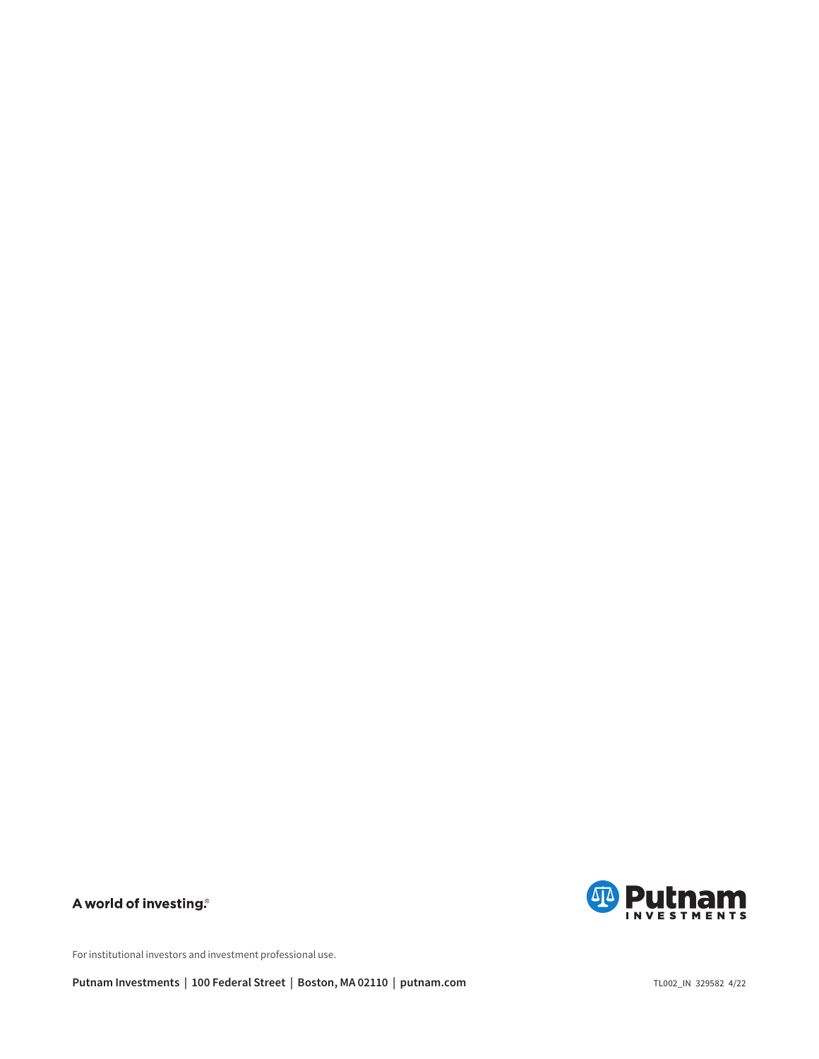A world of investing.®

Putnam INVESTMENTS

For institutional investors and investment professional use.

**Putnam Investments | 100 Federal Street | Boston, MA 02110 | putnam.com**

TL002_IN 329582 4/22